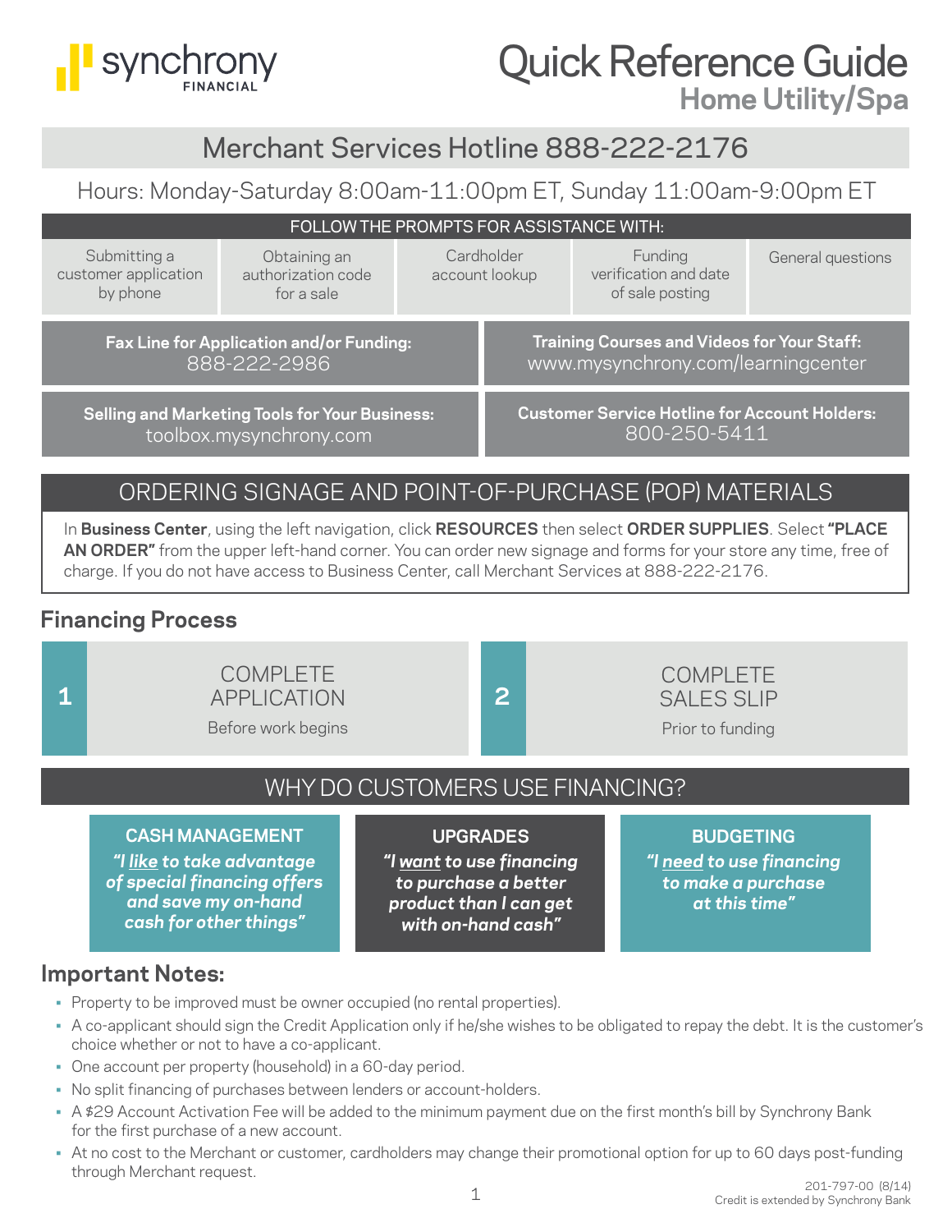# Quick Reference Guide

## Home Utility/Spa

## Merchant Services Hotline 888-222-2176

Hours: Monday-Saturday 8:00am-11:00pm ET, Sunday 11:00am-9:00pm ET

| FOLLOW THE PROMPTS FOR ASSISTANCE WITH: | | | | |
|---|---|---|---|---|
| Submitting a customer application by phone | Obtaining an authorization code for a sale | Cardholder account lookup | Funding verification and date of sale posting | General questions |

**Fax Line for Application and/or Funding:** 888-222-2986

**Training Courses and Videos for Your Staff:** www.mysynchrony.com/learningcenter

**Selling and Marketing Tools for Your Business:** toolbox.mysynchrony.com

**Customer Service Hotline for Account Holders:** 800-250-5411

## ORDERING SIGNAGE AND POINT-OF-PURCHASE (POP) MATERIALS

In **Business Center**, using the left navigation, click **RESOURCES** then select **ORDER SUPPLIES**. Select **"PLACE AN ORDER"** from the upper left-hand corner. You can order new signage and forms for your store any time, free of charge. If you do not have access to Business Center, call Merchant Services at 888-222-2176.

## Financing Process

**1** COMPLETE APPLICATION
Before work begins

**2** COMPLETE SALES SLIP
Prior to funding

## WHY DO CUSTOMERS USE FINANCING?

**CASH MANAGEMENT**
***"I like to take advantage of special financing offers and save my on-hand cash for other things"***

**UPGRADES**
***"I want to use financing to purchase a better product than I can get with on-hand cash"***

**BUDGETING**
***"I need to use financing to make a purchase at this time"***

## Important Notes:

- Property to be improved must be owner occupied (no rental properties).
- A co-applicant should sign the Credit Application only if he/she wishes to be obligated to repay the debt. It is the customer's choice whether or not to have a co-applicant.
- One account per property (household) in a 60-day period.
- No split financing of purchases between lenders or account-holders.
- A $29 Account Activation Fee will be added to the minimum payment due on the first month's bill by Synchrony Bank for the first purchase of a new account.
- At no cost to the Merchant or customer, cardholders may change their promotional option for up to 60 days post-funding through Merchant request.

201-797-00 (8/14)
Credit is extended by Synchrony Bank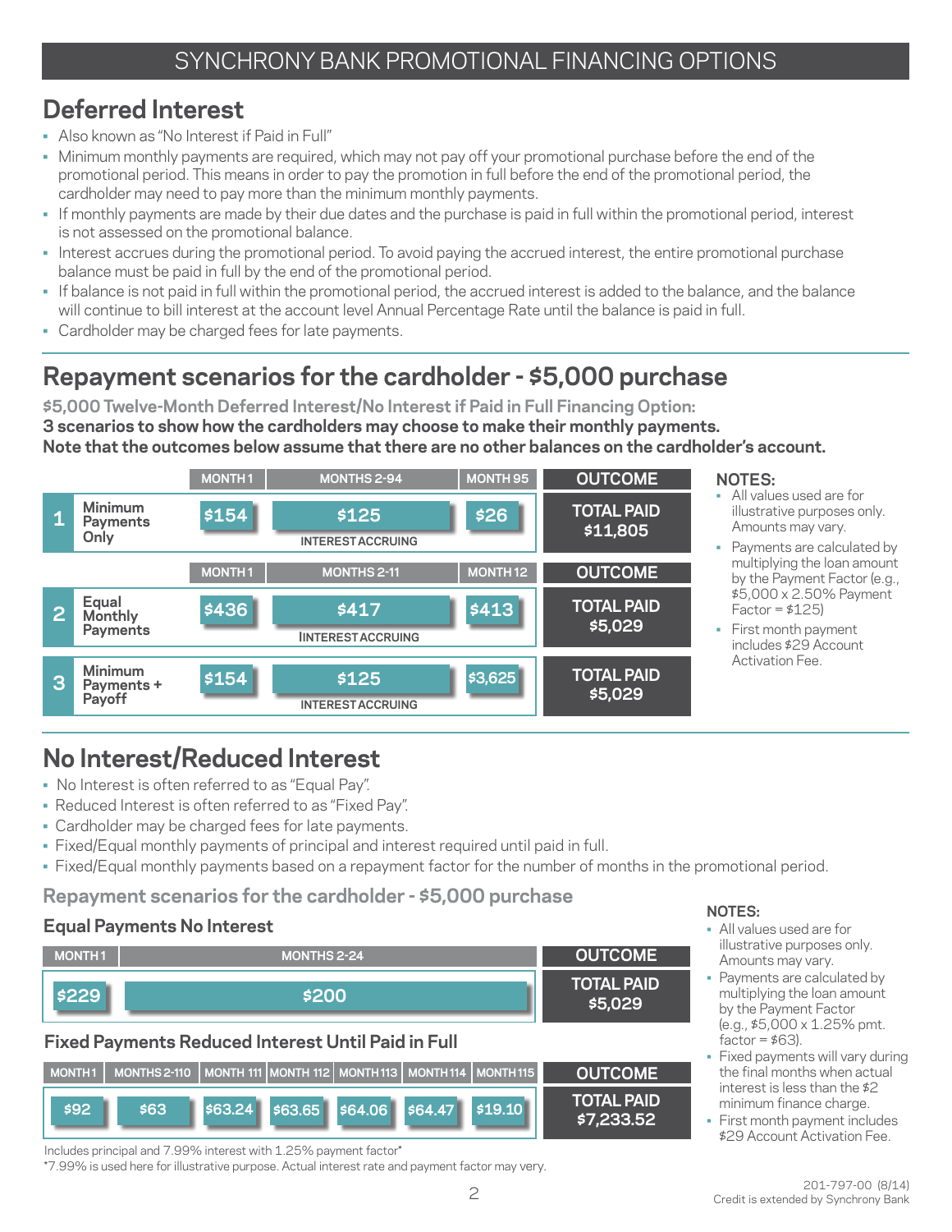# SYNCHRONY BANK PROMOTIONAL FINANCING OPTIONS

## Deferred Interest

- Also known as "No Interest if Paid in Full"
- Minimum monthly payments are required, which may not pay off your promotional purchase before the end of the promotional period. This means in order to pay the promotion in full before the end of the promotional period, the cardholder may need to pay more than the minimum monthly payments.
- If monthly payments are made by their due dates and the purchase is paid in full within the promotional period, interest is not assessed on the promotional balance.
- Interest accrues during the promotional period. To avoid paying the accrued interest, the entire promotional purchase balance must be paid in full by the end of the promotional period.
- If balance is not paid in full within the promotional period, the accrued interest is added to the balance, and the balance will continue to bill interest at the account level Annual Percentage Rate until the balance is paid in full.
- Cardholder may be charged fees for late payments.

## Repayment scenarios for the cardholder - $5,000 purchase

**$5,000 Twelve-Month Deferred Interest/No Interest if Paid in Full Financing Option:**
**3 scenarios to show how the cardholders may choose to make their monthly payments.**
**Note that the outcomes below assume that there are no other balances on the cardholder's account.**

| | Scenario | MONTH 1 | MONTHS 2-94 | MONTH 95 | OUTCOME |
|---|---|---|---|---|---|
| 1 | Minimum Payments Only | $154 | $125 (INTEREST ACCRUING) | $26 | TOTAL PAID $11,805 |

| | Scenario | MONTH 1 | MONTHS 2-11 | MONTH 12 | OUTCOME |
|---|---|---|---|---|---|
| 2 | Equal Monthly Payments | $436 | $417 (INTEREST ACCRUING) | $413 | TOTAL PAID $5,029 |
| 3 | Minimum Payments + Payoff | $154 | $125 (INTEREST ACCRUING) | $3,625 | TOTAL PAID $5,029 |

**NOTES:**
- All values used are for illustrative purposes only. Amounts may vary.
- Payments are calculated by multiplying the loan amount by the Payment Factor (e.g., $5,000 x 2.50% Payment Factor = $125)
- First month payment includes $29 Account Activation Fee.

## No Interest/Reduced Interest

- No Interest is often referred to as "Equal Pay".
- Reduced Interest is often referred to as "Fixed Pay".
- Cardholder may be charged fees for late payments.
- Fixed/Equal monthly payments of principal and interest required until paid in full.
- Fixed/Equal monthly payments based on a repayment factor for the number of months in the promotional period.

### Repayment scenarios for the cardholder - $5,000 purchase

**Equal Payments No Interest**

| MONTH 1 | MONTHS 2-24 | OUTCOME |
|---|---|---|
| $229 | $200 | TOTAL PAID $5,029 |

**Fixed Payments Reduced Interest Until Paid in Full**

| MONTH 1 | MONTHS 2-110 | MONTH 111 | MONTH 112 | MONTH 113 | MONTH 114 | MONTH 115 | OUTCOME |
|---|---|---|---|---|---|---|---|
| $92 | $63 | $63.24 | $63.65 | $64.06 | $64.47 | $19.10 | TOTAL PAID $7,233.52 |

Includes principal and 7.99% interest with 1.25% payment factor*

*7.99% is used here for illustrative purpose. Actual interest rate and payment factor may very.

**NOTES:**
- All values used are for illustrative purposes only. Amounts may vary.
- Payments are calculated by multiplying the loan amount by the Payment Factor (e.g., $5,000 x 1.25% pmt. factor = $63).
- Fixed payments will vary during the final months when actual interest is less than the $2 minimum finance charge.
- First month payment includes $29 Account Activation Fee.

201-797-00 (8/14)
Credit is extended by Synchrony Bank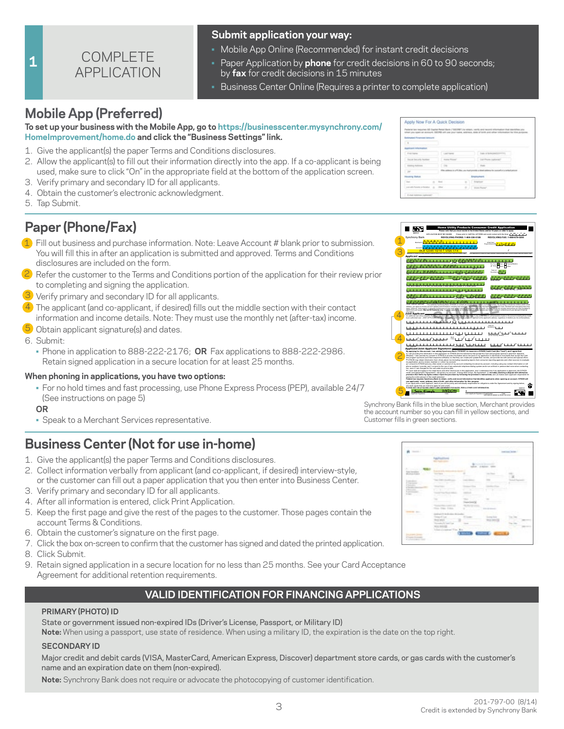# 1 COMPLETE APPLICATION

**Submit application your way:**

- Mobile App Online (Recommended) for instant credit decisions
- Paper Application by **phone** for credit decisions in 60 to 90 seconds; by **fax** for credit decisions in 15 minutes
- Business Center Online (Requires a printer to complete application)

## Mobile App (Preferred)

**To set up your business with the Mobile App, go to https://businesscenter.mysynchrony.com/HomeImprovement/home.do and click the "Business Settings" link.**

1. Give the applicant(s) the paper Terms and Conditions disclosures.
2. Allow the applicant(s) to fill out their information directly into the app. If a co-applicant is being used, make sure to click "On" in the appropriate field at the bottom of the application screen.
3. Verify primary and secondary ID for all applicants.
4. Obtain the customer's electronic acknowledgment.
5. Tap Submit.

## Paper (Phone/Fax)

1. Fill out business and purchase information. Note: Leave Account # blank prior to submission. You will fill this in after an application is submitted and approved. Terms and Conditions disclosures are included on the form.
2. Refer the customer to the Terms and Conditions portion of the application for their review prior to completing and signing the application.
3. Verify primary and secondary ID for all applicants.
4. The applicant (and co-applicant, if desired) fills out the middle section with their contact information and income details. Note: They must use the monthly net (after-tax) income.
5. Obtain applicant signature(s) and dates.
6. Submit:
   - Phone in application to 888-222-2176; **OR** Fax applications to 888-222-2986. Retain signed application in a secure location for at least 25 months.

**When phoning in applications, you have two options:**

- For no hold times and fast processing, use Phone Express Process (PEP), available 24/7 (See instructions on page 5)

**OR**

- Speak to a Merchant Services representative.

Synchrony Bank fills in the blue section, Merchant provides the account number so you can fill in yellow sections, and Customer fills in green sections.

## Business Center (Not for use in-home)

1. Give the applicant(s) the paper Terms and Conditions disclosures.
2. Collect information verbally from applicant (and co-applicant, if desired) interview-style, or the customer can fill out a paper application that you then enter into Business Center.
3. Verify primary and secondary ID for all applicants.
4. After all information is entered, click Print Application.
5. Keep the first page and give the rest of the pages to the customer. Those pages contain the account Terms & Conditions.
6. Obtain the customer's signature on the first page.
7. Click the box on-screen to confirm that the customer has signed and dated the printed application.
8. Click Submit.
9. Retain signed application in a secure location for no less than 25 months. See your Card Acceptance Agreement for additional retention requirements.

## VALID IDENTIFICATION FOR FINANCING APPLICATIONS

**PRIMARY (PHOTO) ID**

State or government issued non-expired IDs (Driver's License, Passport, or Military ID)

**Note:** When using a passport, use state of residence. When using a military ID, the expiration is the date on the top right.

**SECONDARY ID**

Major credit and debit cards (VISA, MasterCard, American Express, Discover) department store cards, or gas cards with the customer's name and an expiration date on them (non-expired).

**Note:** Synchrony Bank does not require or advocate the photocopying of customer identification.

201-797-00 (8/14)
Credit is extended by Synchrony Bank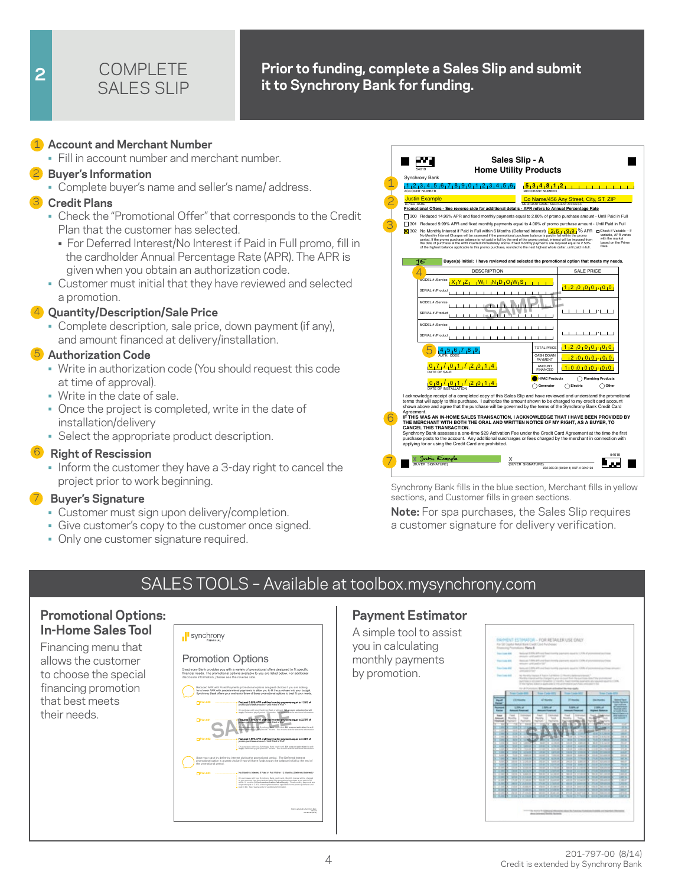## 2 COMPLETE SALES SLIP

**Prior to funding, complete a Sales Slip and submit it to Synchrony Bank for funding.**

1. **Account and Merchant Number**
   - Fill in account number and merchant number.
2. **Buyer's Information**
   - Complete buyer's name and seller's name/ address.
3. **Credit Plans**
   - Check the "Promotional Offer" that corresponds to the Credit Plan that the customer has selected.
     - For Deferred Interest/No Interest if Paid in Full promo, fill in the cardholder Annual Percentage Rate (APR). The APR is given when you obtain an authorization code.
   - Customer must initial that they have reviewed and selected a promotion.
4. **Quantity/Description/Sale Price**
   - Complete description, sale price, down payment (if any), and amount financed at delivery/installation.
5. **Authorization Code**
   - Write in authorization code (You should request this code at time of approval).
   - Write in the date of sale.
   - Once the project is completed, write in the date of installation/delivery
   - Select the appropriate product description.
6. **Right of Rescission**
   - Inform the customer they have a 3-day right to cancel the project prior to work beginning.
7. **Buyer's Signature**
   - Customer must sign upon delivery/completion.
   - Give customer's copy to the customer once signed.
   - Only one customer signature required.

Synchrony Bank fills in the blue section, Merchant fills in yellow sections, and Customer fills in green sections.

**Note:** For spa purchases, the Sales Slip requires a customer signature for delivery verification.

## SALES TOOLS – Available at toolbox.mysynchrony.com

### Promotional Options: In-Home Sales Tool

Financing menu that allows the customer to choose the special financing promotion that best meets their needs.

### Payment Estimator

A simple tool to assist you in calculating monthly payments by promotion.

201-797-00 (8/14)
Credit is extended by Synchrony Bank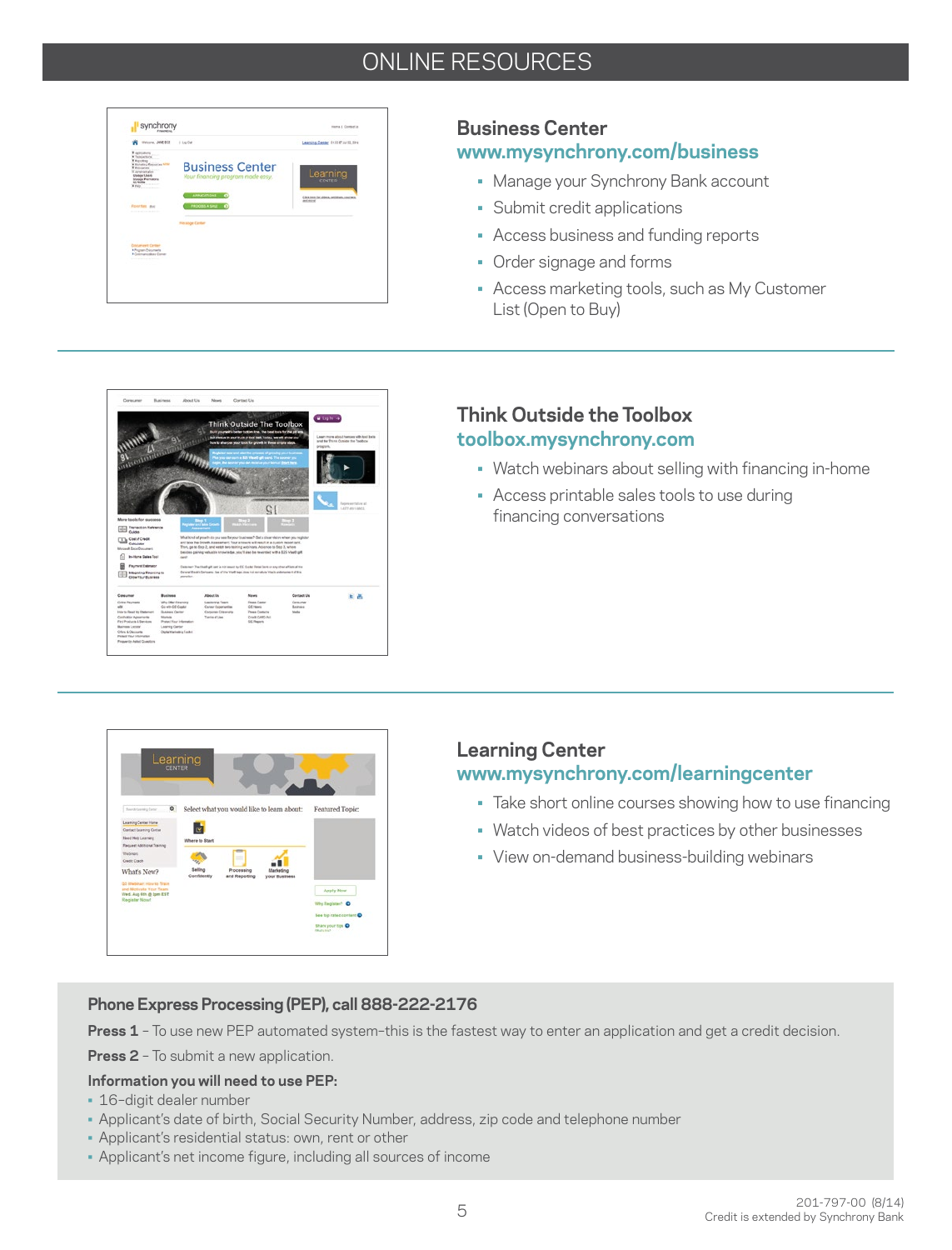# ONLINE RESOURCES

## Business Center
**www.mysynchrony.com/business**

- Manage your Synchrony Bank account
- Submit credit applications
- Access business and funding reports
- Order signage and forms
- Access marketing tools, such as My Customer List (Open to Buy)

## Think Outside the Toolbox
**toolbox.mysynchrony.com**

- Watch webinars about selling with financing in-home
- Access printable sales tools to use during financing conversations

## Learning Center
**www.mysynchrony.com/learningcenter**

- Take short online courses showing how to use financing
- Watch videos of best practices by other businesses
- View on-demand business-building webinars

### Phone Express Processing (PEP), call 888-222-2176

**Press 1** – To use new PEP automated system–this is the fastest way to enter an application and get a credit decision.

**Press 2** – To submit a new application.

**Information you will need to use PEP:**

- 16-digit dealer number
- Applicant's date of birth, Social Security Number, address, zip code and telephone number
- Applicant's residential status: own, rent or other
- Applicant's net income figure, including all sources of income

201-797-00 (8/14)
Credit is extended by Synchrony Bank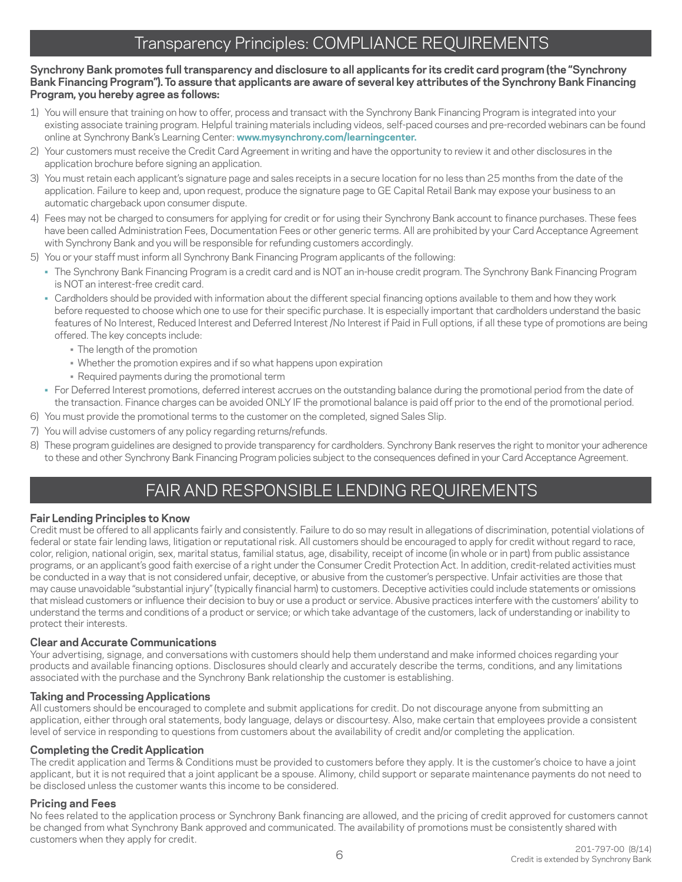# Transparency Principles: COMPLIANCE REQUIREMENTS

**Synchrony Bank promotes full transparency and disclosure to all applicants for its credit card program (the "Synchrony Bank Financing Program"). To assure that applicants are aware of several key attributes of the Synchrony Bank Financing Program, you hereby agree as follows:**

1) You will ensure that training on how to offer, process and transact with the Synchrony Bank Financing Program is integrated into your existing associate training program. Helpful training materials including videos, self-paced courses and pre-recorded webinars can be found online at Synchrony Bank's Learning Center: **www.mysynchrony.com/learningcenter.**
2) Your customers must receive the Credit Card Agreement in writing and have the opportunity to review it and other disclosures in the application brochure before signing an application.
3) You must retain each applicant's signature page and sales receipts in a secure location for no less than 25 months from the date of the application. Failure to keep and, upon request, produce the signature page to GE Capital Retail Bank may expose your business to an automatic chargeback upon consumer dispute.
4) Fees may not be charged to consumers for applying for credit or for using their Synchrony Bank account to finance purchases. These fees have been called Administration Fees, Documentation Fees or other generic terms. All are prohibited by your Card Acceptance Agreement with Synchrony Bank and you will be responsible for refunding customers accordingly.
5) You or your staff must inform all Synchrony Bank Financing Program applicants of the following:
   - The Synchrony Bank Financing Program is a credit card and is NOT an in-house credit program. The Synchrony Bank Financing Program is NOT an interest-free credit card.
   - Cardholders should be provided with information about the different special financing options available to them and how they work before requested to choose which one to use for their specific purchase. It is especially important that cardholders understand the basic features of No Interest, Reduced Interest and Deferred Interest /No Interest if Paid in Full options, if all these type of promotions are being offered. The key concepts include:
     - The length of the promotion
     - Whether the promotion expires and if so what happens upon expiration
     - Required payments during the promotional term
   - For Deferred Interest promotions, deferred interest accrues on the outstanding balance during the promotional period from the date of the transaction. Finance charges can be avoided ONLY IF the promotional balance is paid off prior to the end of the promotional period.
6) You must provide the promotional terms to the customer on the completed, signed Sales Slip.
7) You will advise customers of any policy regarding returns/refunds.
8) These program guidelines are designed to provide transparency for cardholders. Synchrony Bank reserves the right to monitor your adherence to these and other Synchrony Bank Financing Program policies subject to the consequences defined in your Card Acceptance Agreement.

# FAIR AND RESPONSIBLE LENDING REQUIREMENTS

### Fair Lending Principles to Know

Credit must be offered to all applicants fairly and consistently. Failure to do so may result in allegations of discrimination, potential violations of federal or state fair lending laws, litigation or reputational risk. All customers should be encouraged to apply for credit without regard to race, color, religion, national origin, sex, marital status, familial status, age, disability, receipt of income (in whole or in part) from public assistance programs, or an applicant's good faith exercise of a right under the Consumer Credit Protection Act. In addition, credit-related activities must be conducted in a way that is not considered unfair, deceptive, or abusive from the customer's perspective. Unfair activities are those that may cause unavoidable "substantial injury" (typically financial harm) to customers. Deceptive activities could include statements or omissions that mislead customers or influence their decision to buy or use a product or service. Abusive practices interfere with the customers' ability to understand the terms and conditions of a product or service; or which take advantage of the customers, lack of understanding or inability to protect their interests.

### Clear and Accurate Communications

Your advertising, signage, and conversations with customers should help them understand and make informed choices regarding your products and available financing options. Disclosures should clearly and accurately describe the terms, conditions, and any limitations associated with the purchase and the Synchrony Bank relationship the customer is establishing.

### Taking and Processing Applications

All customers should be encouraged to complete and submit applications for credit. Do not discourage anyone from submitting an application, either through oral statements, body language, delays or discourtesy. Also, make certain that employees provide a consistent level of service in responding to questions from customers about the availability of credit and/or completing the application.

### Completing the Credit Application

The credit application and Terms & Conditions must be provided to customers before they apply. It is the customer's choice to have a joint applicant, but it is not required that a joint applicant be a spouse. Alimony, child support or separate maintenance payments do not need to be disclosed unless the customer wants this income to be considered.

### Pricing and Fees

No fees related to the application process or Synchrony Bank financing are allowed, and the pricing of credit approved for customers cannot be changed from what Synchrony Bank approved and communicated. The availability of promotions must be consistently shared with customers when they apply for credit.

201-797-00 (8/14)
Credit is extended by Synchrony Bank